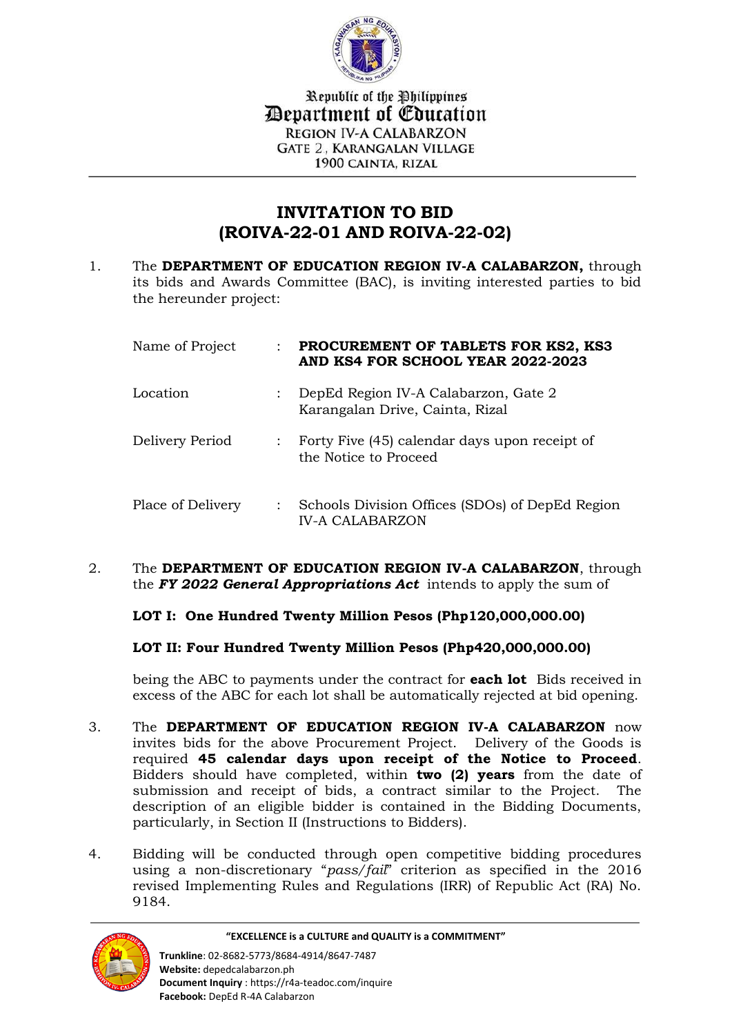Republic of the Philippines
Department of Education
REGION IV-A CALABARZON
GATE 2, KARANGALAN VILLAGE
1900 CAINTA, RIZAL

# INVITATION TO BID (ROIVA-22-01 AND ROIVA-22-02)

1. The **DEPARTMENT OF EDUCATION REGION IV-A CALABARZON,** through its bids and Awards Committee (BAC), is inviting interested parties to bid the hereunder project:

| | | |
|---|---|---|
| Name of Project | : | **PROCUREMENT OF TABLETS FOR KS2, KS3 AND KS4 FOR SCHOOL YEAR 2022-2023** |
| Location | : | DepEd Region IV-A Calabarzon, Gate 2 Karangalan Drive, Cainta, Rizal |
| Delivery Period | : | Forty Five (45) calendar days upon receipt of the Notice to Proceed |
| Place of Delivery | : | Schools Division Offices (SDOs) of DepEd Region IV-A CALABARZON |

2. The **DEPARTMENT OF EDUCATION REGION IV-A CALABARZON**, through the ***FY 2022 General Appropriations Act*** intends to apply the sum of

   **LOT I: One Hundred Twenty Million Pesos (Php120,000,000.00)**

   **LOT II: Four Hundred Twenty Million Pesos (Php420,000,000.00)**

   being the ABC to payments under the contract for **each lot** Bids received in excess of the ABC for each lot shall be automatically rejected at bid opening.

3. The **DEPARTMENT OF EDUCATION REGION IV-A CALABARZON** now invites bids for the above Procurement Project. Delivery of the Goods is required **45 calendar days upon receipt of the Notice to Proceed**. Bidders should have completed, within **two (2) years** from the date of submission and receipt of bids, a contract similar to the Project. The description of an eligible bidder is contained in the Bidding Documents, particularly, in Section II (Instructions to Bidders).

4. Bidding will be conducted through open competitive bidding procedures using a non-discretionary "*pass/fail*" criterion as specified in the 2016 revised Implementing Rules and Regulations (IRR) of Republic Act (RA) No. 9184.

"EXCELLENCE is a CULTURE and QUALITY is a COMMITMENT"

**Trunkline**: 02-8682-5773/8684-4914/8647-7487
**Website:** depedcalabarzon.ph
**Document Inquiry** : https://r4a-teadoc.com/inquire
**Facebook:** DepEd R-4A Calabarzon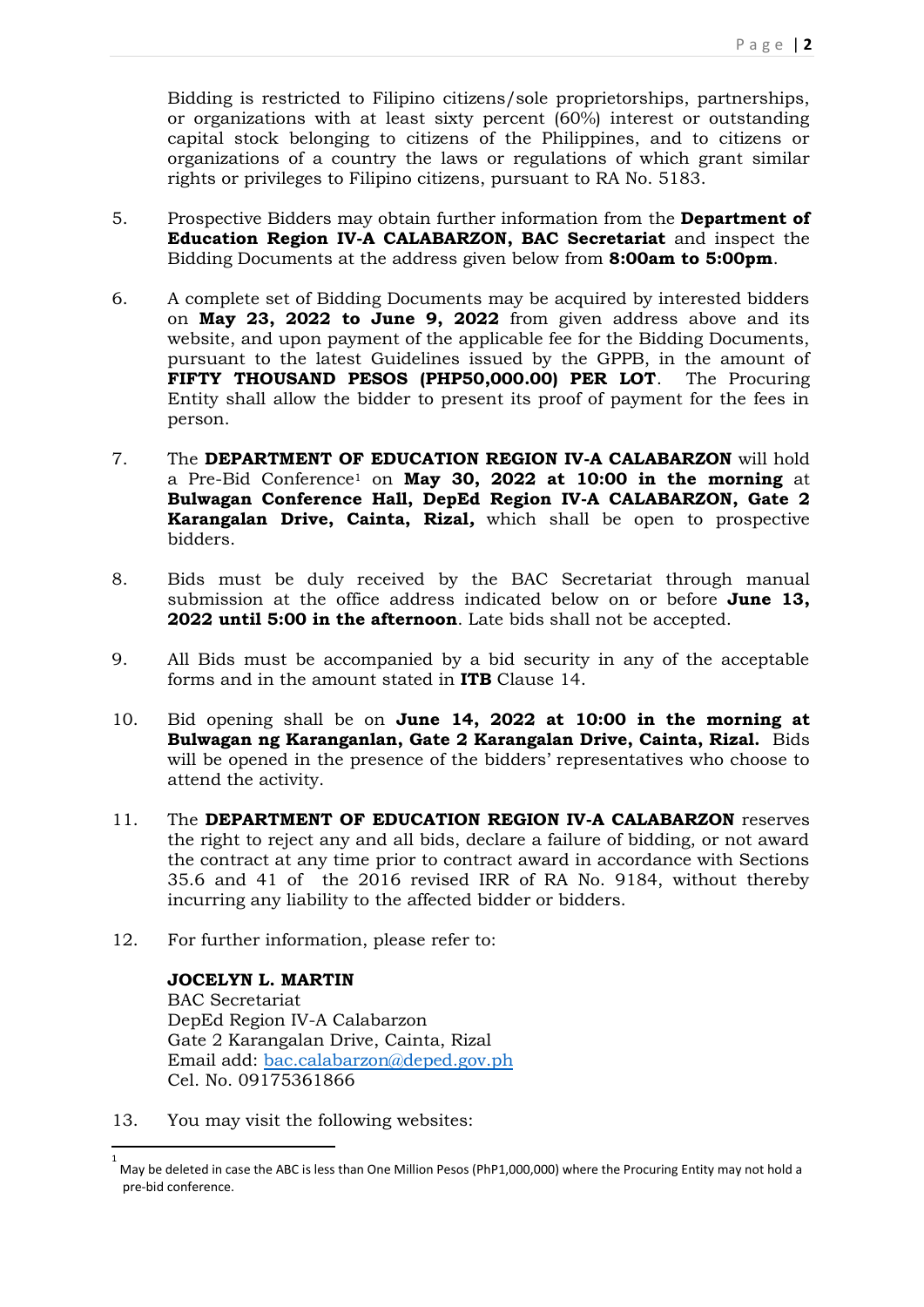Bidding is restricted to Filipino citizens/sole proprietorships, partnerships, or organizations with at least sixty percent (60%) interest or outstanding capital stock belonging to citizens of the Philippines, and to citizens or organizations of a country the laws or regulations of which grant similar rights or privileges to Filipino citizens, pursuant to RA No. 5183.

5. Prospective Bidders may obtain further information from the **Department of Education Region IV-A CALABARZON, BAC Secretariat** and inspect the Bidding Documents at the address given below from **8:00am to 5:00pm**.

6. A complete set of Bidding Documents may be acquired by interested bidders on **May 23, 2022 to June 9, 2022** from given address above and its website, and upon payment of the applicable fee for the Bidding Documents, pursuant to the latest Guidelines issued by the GPPB, in the amount of **FIFTY THOUSAND PESOS (PHP50,000.00) PER LOT**. The Procuring Entity shall allow the bidder to present its proof of payment for the fees in person.

7. The **DEPARTMENT OF EDUCATION REGION IV-A CALABARZON** will hold a Pre-Bid Conference[1] on **May 30, 2022 at 10:00 in the morning** at **Bulwagan Conference Hall, DepEd Region IV-A CALABARZON, Gate 2 Karangalan Drive, Cainta, Rizal,** which shall be open to prospective bidders.

8. Bids must be duly received by the BAC Secretariat through manual submission at the office address indicated below on or before **June 13, 2022 until 5:00 in the afternoon**. Late bids shall not be accepted.

9. All Bids must be accompanied by a bid security in any of the acceptable forms and in the amount stated in **ITB** Clause 14.

10. Bid opening shall be on **June 14, 2022 at 10:00 in the morning at Bulwagan ng Karanganlan, Gate 2 Karangalan Drive, Cainta, Rizal.** Bids will be opened in the presence of the bidders' representatives who choose to attend the activity.

11. The **DEPARTMENT OF EDUCATION REGION IV-A CALABARZON** reserves the right to reject any and all bids, declare a failure of bidding, or not award the contract at any time prior to contract award in accordance with Sections 35.6 and 41 of the 2016 revised IRR of RA No. 9184, without thereby incurring any liability to the affected bidder or bidders.

12. For further information, please refer to:

    **JOCELYN L. MARTIN**
    BAC Secretariat
    DepEd Region IV-A Calabarzon
    Gate 2 Karangalan Drive, Cainta, Rizal
    Email add: bac.calabarzon@deped.gov.ph
    Cel. No. 09175361866

13. You may visit the following websites:

---

[1] May be deleted in case the ABC is less than One Million Pesos (PhP1,000,000) where the Procuring Entity may not hold a pre-bid conference.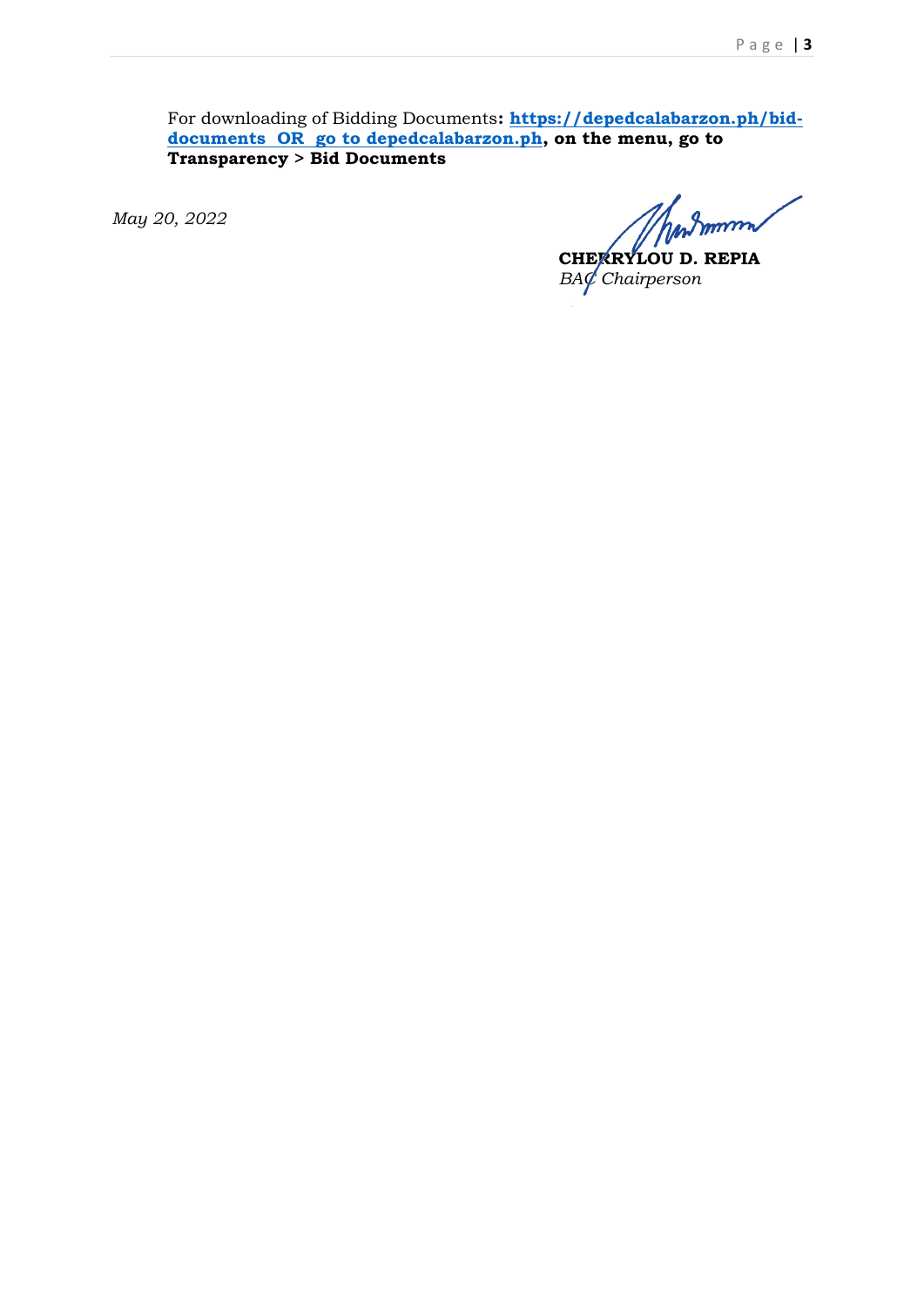For downloading of Bidding Documents**: [https://depedcalabarzon.ph/bid-documents OR go to depedcalabarzon.ph](https://depedcalabarzon.ph/bid-documents), on the menu, go to Transparency > Bid Documents**

*May 20, 2022*

**CHERRYLOU D. REPIA**
*BAC Chairperson*